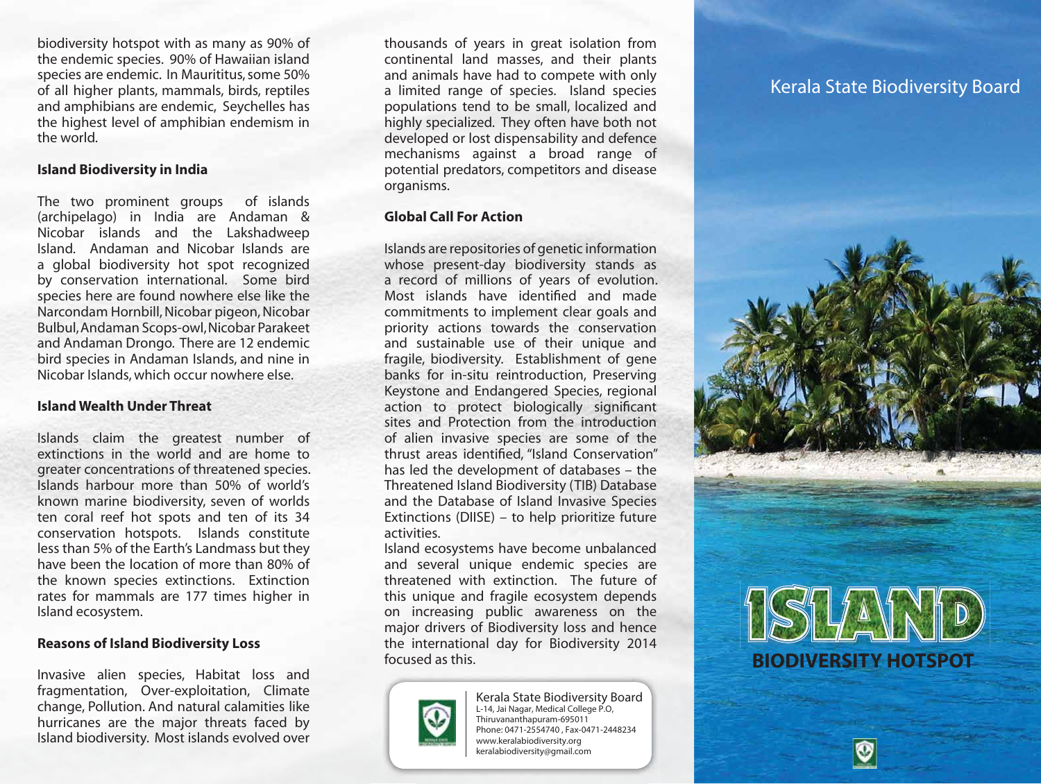biodiversity hotspot with as many as 90% of the endemic species. 90% of Hawaiian island species are endemic. In Maurititus, some 50% of all higher plants, mammals, birds, reptiles and amphibians are endemic, Seychelles has the highest level of amphibian endemism in the world.

**Island Biodiversity in India**

The two prominent groups of islands (archipelago) in India are Andaman & Nicobar islands and the Lakshadweep Island. Andaman and Nicobar Islands are a global biodiversity hot spot recognized by conservation international. Some bird species here are found nowhere else like the Narcondam Hornbill, Nicobar pigeon, Nicobar Bulbul, Andaman Scops-owl, Nicobar Parakeet and Andaman Drongo. There are 12 endemic bird species in Andaman Islands, and nine in Nicobar Islands, which occur nowhere else.

**Island Wealth Under Threat**

Islands claim the greatest number of extinctions in the world and are home to greater concentrations of threatened species. Islands harbour more than 50% of world's known marine biodiversity, seven of worlds ten coral reef hot spots and ten of its 34 conservation hotspots. Islands constitute less than 5% of the Earth's Landmass but they have been the location of more than 80% of the known species extinctions. Extinction rates for mammals are 177 times higher in Island ecosystem.

**Reasons of Island Biodiversity Loss**

Invasive alien species, Habitat loss and fragmentation, Over-exploitation, Climate change, Pollution. And natural calamities like hurricanes are the major threats faced by Island biodiversity. Most islands evolved over thousands of years in great isolation from continental land masses, and their plants and animals have had to compete with only a limited range of species. Island species populations tend to be small, localized and highly specialized. They often have both not developed or lost dispensability and defence mechanisms against a broad range of potential predators, competitors and disease organisms.

**Global Call For Action**

Islands are repositories of genetic information whose present-day biodiversity stands as a record of millions of years of evolution. Most islands have identified and made commitments to implement clear goals and priority actions towards the conservation and sustainable use of their unique and fragile, biodiversity. Establishment of gene banks for in-situ reintroduction, Preserving Keystone and Endangered Species, regional action to protect biologically significant sites and Protection from the introduction of alien invasive species are some of the thrust areas identified, "Island Conservation" has led the development of databases – the Threatened Island Biodiversity (TIB) Database and the Database of Island Invasive Species Extinctions (DIISE) – to help prioritize future activities.

Island ecosystems have become unbalanced and several unique endemic species are threatened with extinction. The future of this unique and fragile ecosystem depends on increasing public awareness on the major drivers of Biodiversity loss and hence the international day for Biodiversity 2014 focused as this.

Kerala State Biodiversity Board
L-14, Jai Nagar, Medical College P.O,
Thiruvananthapuram-695011
Phone: 0471-2554740 , Fax-0471-2448234
www.keralabiodiversity.org
keralabiodiversity@gmail.com

Kerala State Biodiversity Board

# ISLAND

## BIODIVERSITY HOTSPOT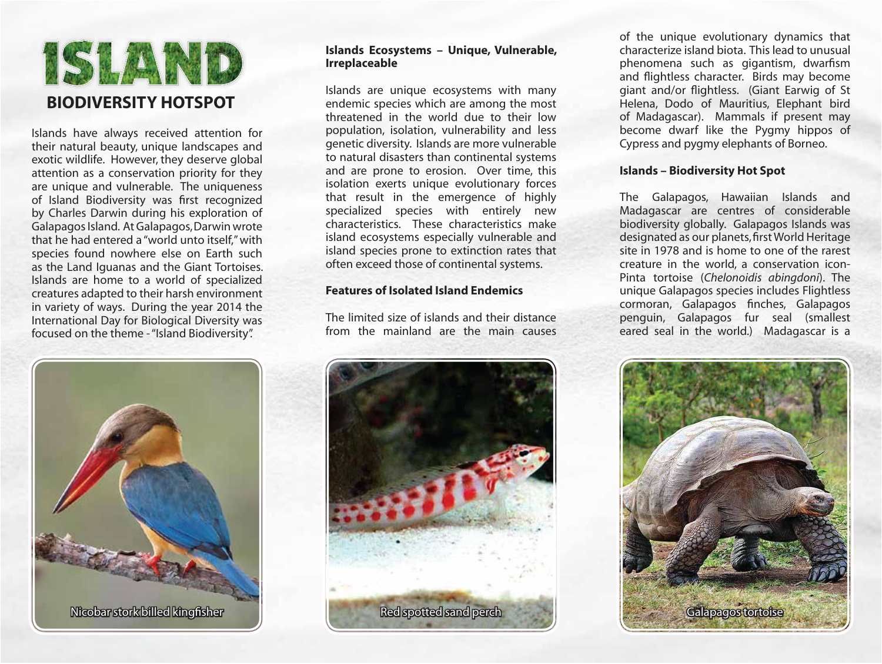# ISLAND

## BIODIVERSITY HOTSPOT

Islands have always received attention for their natural beauty, unique landscapes and exotic wildlife. However, they deserve global attention as a conservation priority for they are unique and vulnerable. The uniqueness of Island Biodiversity was first recognized by Charles Darwin during his exploration of Galapagos Island. At Galapagos, Darwin wrote that he had entered a "world unto itself," with species found nowhere else on Earth such as the Land Iguanas and the Giant Tortoises. Islands are home to a world of specialized creatures adapted to their harsh environment in variety of ways. During the year 2014 the International Day for Biological Diversity was focused on the theme - "Island Biodiversity".

### Islands Ecosystems – Unique, Vulnerable, Irreplaceable

Islands are unique ecosystems with many endemic species which are among the most threatened in the world due to their low population, isolation, vulnerability and less genetic diversity. Islands are more vulnerable to natural disasters than continental systems and are prone to erosion. Over time, this isolation exerts unique evolutionary forces that result in the emergence of highly specialized species with entirely new characteristics. These characteristics make island ecosystems especially vulnerable and island species prone to extinction rates that often exceed those of continental systems.

### Features of Isolated Island Endemics

The limited size of islands and their distance from the mainland are the main causes of the unique evolutionary dynamics that characterize island biota. This lead to unusual phenomena such as gigantism, dwarfism and flightless character. Birds may become giant and/or flightless. (Giant Earwig of St Helena, Dodo of Mauritius, Elephant bird of Madagascar). Mammals if present may become dwarf like the Pygmy hippos of Cypress and pygmy elephants of Borneo.

### Islands – Biodiversity Hot Spot

The Galapagos, Hawaiian Islands and Madagascar are centres of considerable biodiversity globally. Galapagos Islands was designated as our planets, first World Heritage site in 1978 and is home to one of the rarest creature in the world, a conservation icon- Pinta tortoise (*Chelonoidis abingdoni*). The unique Galapagos species includes Flightless cormoran, Galapagos finches, Galapagos penguin, Galapagos fur seal (smallest eared seal in the world.) Madagascar is a

Nicobar stork billed kingfisher

Red spotted sand perch

Galapagos tortoise